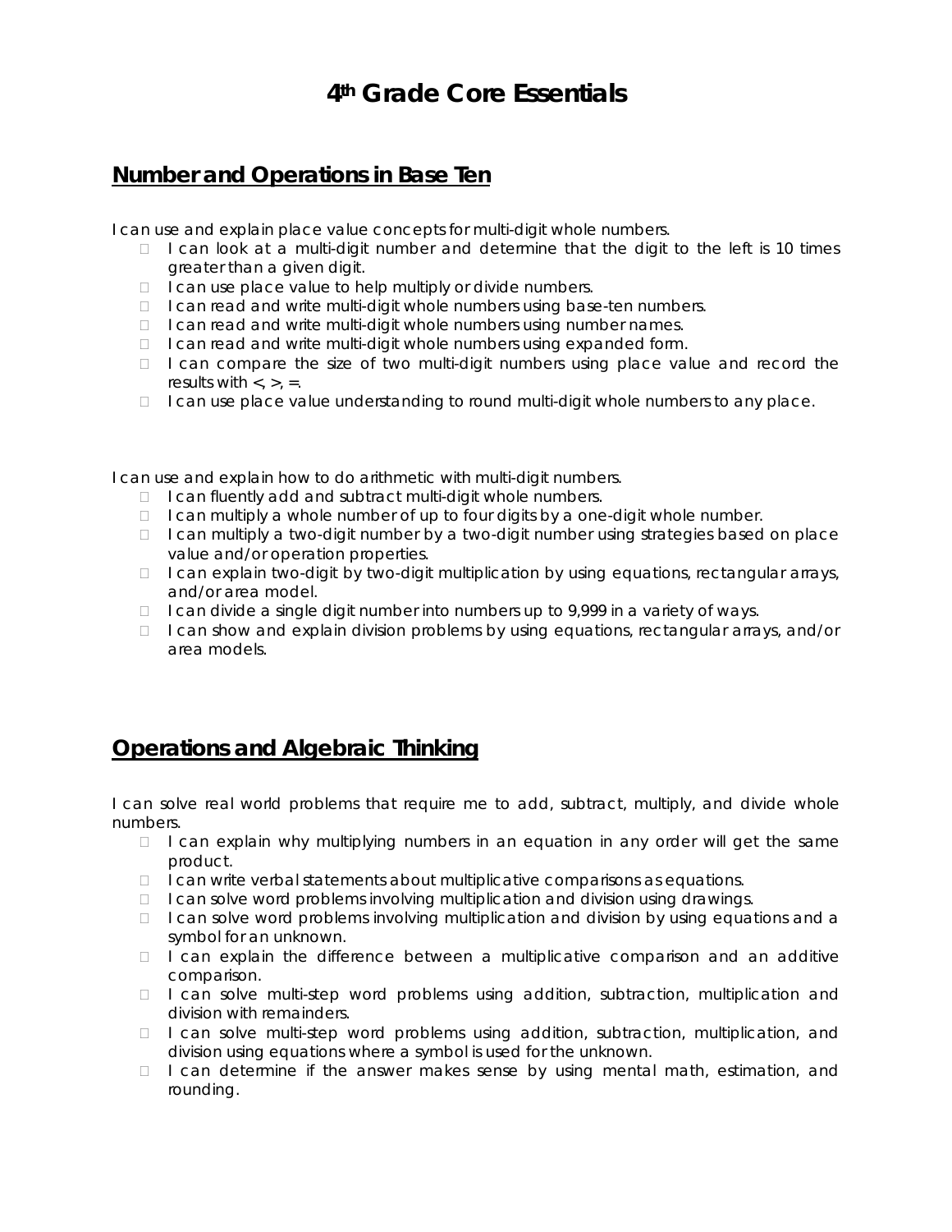# 4th Grade Core Essentials

## Number and Operations in Base Ten

I can use and explain place value concepts for multi-digit whole numbers.

- I can look at a multi-digit number and determine that the digit to the left is 10 times greater than a given digit.
- I can use place value to help multiply or divide numbers.
- I can read and write multi-digit whole numbers using base-ten numbers.
- I can read and write multi-digit whole numbers using number names.
- I can read and write multi-digit whole numbers using expanded form.
- I can compare the size of two multi-digit numbers using place value and record the results with <, >, =.
- I can use place value understanding to round multi-digit whole numbers to any place.

I can use and explain how to do arithmetic with multi-digit numbers.

- I can fluently add and subtract multi-digit whole numbers.
- I can multiply a whole number of up to four digits by a one-digit whole number.
- I can multiply a two-digit number by a two-digit number using strategies based on place value and/or operation properties.
- I can explain two-digit by two-digit multiplication by using equations, rectangular arrays, and/or area model.
- I can divide a single digit number into numbers up to 9,999 in a variety of ways.
- I can show and explain division problems by using equations, rectangular arrays, and/or area models.

## Operations and Algebraic Thinking

I can solve real world problems that require me to add, subtract, multiply, and divide whole numbers.

- I can explain why multiplying numbers in an equation in any order will get the same product.
- I can write verbal statements about multiplicative comparisons as equations.
- I can solve word problems involving multiplication and division using drawings.
- I can solve word problems involving multiplication and division by using equations and a symbol for an unknown.
- I can explain the difference between a multiplicative comparison and an additive comparison.
- I can solve multi-step word problems using addition, subtraction, multiplication and division with remainders.
- I can solve multi-step word problems using addition, subtraction, multiplication, and division using equations where a symbol is used for the unknown.
- I can determine if the answer makes sense by using mental math, estimation, and rounding.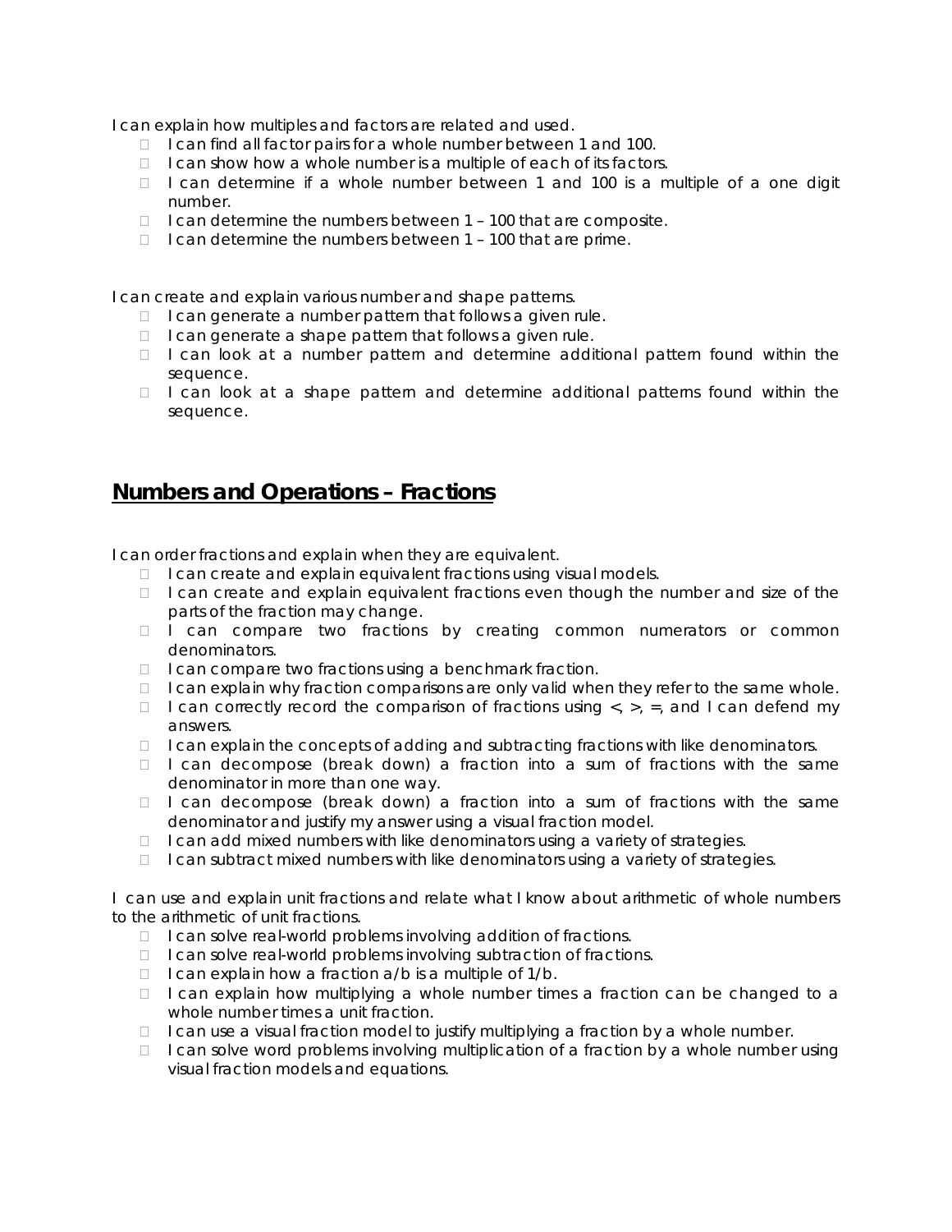I can explain how multiples and factors are related and used.

- I can find all factor pairs for a whole number between 1 and 100.
- I can show how a whole number is a multiple of each of its factors.
- I can determine if a whole number between 1 and 100 is a multiple of a one digit number.
- I can determine the numbers between 1 – 100 that are composite.
- I can determine the numbers between 1 – 100 that are prime.

I can create and explain various number and shape patterns.

- I can generate a number pattern that follows a given rule.
- I can generate a shape pattern that follows a given rule.
- I can look at a number pattern and determine additional pattern found within the sequence.
- I can look at a shape pattern and determine additional patterns found within the sequence.

## Numbers and Operations – Fractions

I can order fractions and explain when they are equivalent.

- I can create and explain equivalent fractions using visual models.
- I can create and explain equivalent fractions even though the number and size of the parts of the fraction may change.
- I can compare two fractions by creating common numerators or common denominators.
- I can compare two fractions using a benchmark fraction.
- I can explain why fraction comparisons are only valid when they refer to the same whole.
- I can correctly record the comparison of fractions using <, >, =, and I can defend my answers.
- I can explain the concepts of adding and subtracting fractions with like denominators.
- I can decompose (break down) a fraction into a sum of fractions with the same denominator in more than one way.
- I can decompose (break down) a fraction into a sum of fractions with the same denominator and justify my answer using a visual fraction model.
- I can add mixed numbers with like denominators using a variety of strategies.
- I can subtract mixed numbers with like denominators using a variety of strategies.

I can use and explain unit fractions and relate what I know about arithmetic of whole numbers to the arithmetic of unit fractions.

- I can solve real-world problems involving addition of fractions.
- I can solve real-world problems involving subtraction of fractions.
- I can explain how a fraction $a/b$ is a multiple of $1/b$.
- I can explain how multiplying a whole number times a fraction can be changed to a whole number times a unit fraction.
- I can use a visual fraction model to justify multiplying a fraction by a whole number.
- I can solve word problems involving multiplication of a fraction by a whole number using visual fraction models and equations.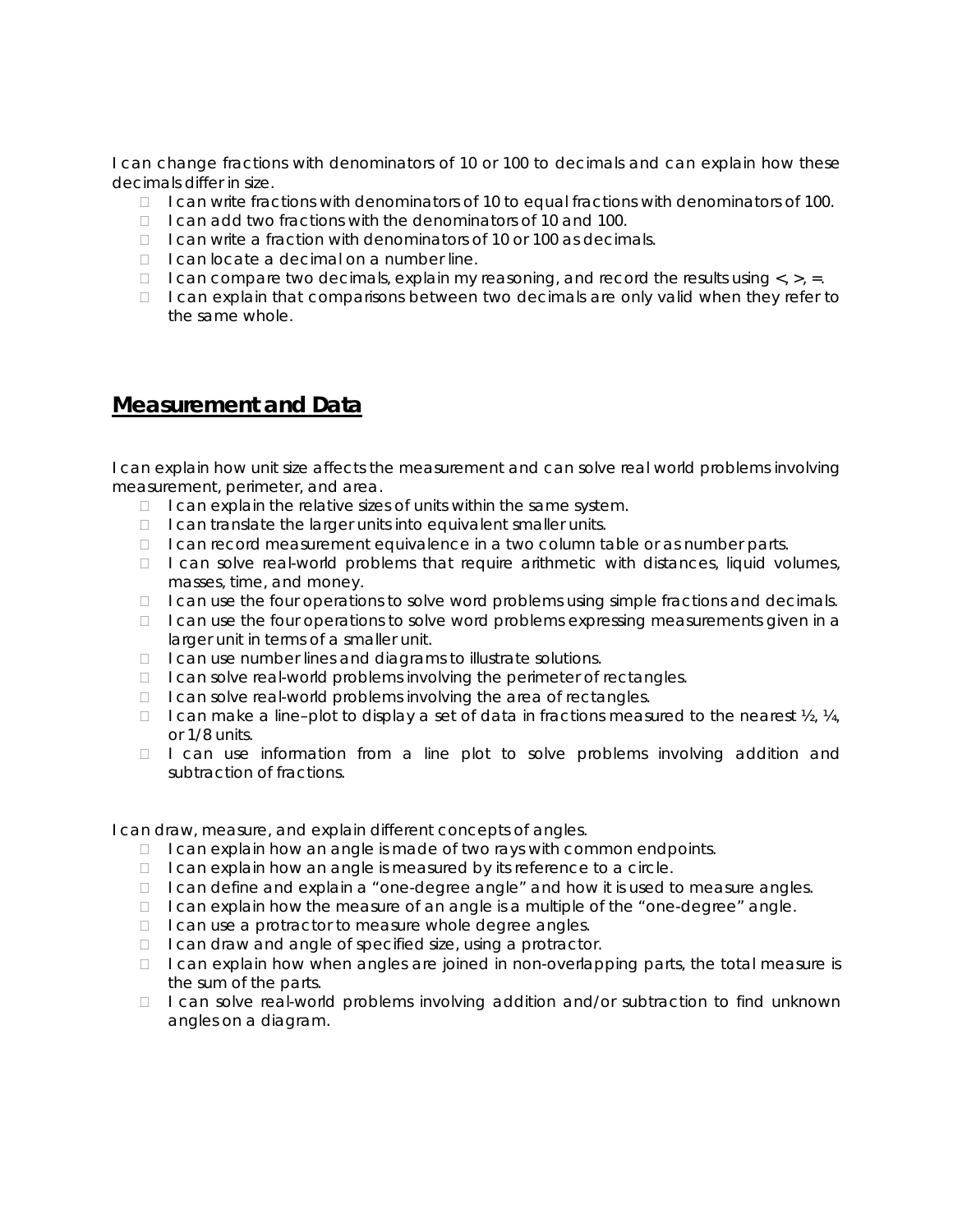I can change fractions with denominators of 10 or 100 to decimals and can explain how these decimals differ in size.

- I can write fractions with denominators of 10 to equal fractions with denominators of 100.
- I can add two fractions with the denominators of 10 and 100.
- I can write a fraction with denominators of 10 or 100 as decimals.
- I can locate a decimal on a number line.
- I can compare two decimals, explain my reasoning, and record the results using <, >, =.
- I can explain that comparisons between two decimals are only valid when they refer to the same whole.

## Measurement and Data

I can explain how unit size affects the measurement and can solve real world problems involving measurement, perimeter, and area.

- I can explain the relative sizes of units within the same system.
- I can translate the larger units into equivalent smaller units.
- I can record measurement equivalence in a two column table or as number parts.
- I can solve real-world problems that require arithmetic with distances, liquid volumes, masses, time, and money.
- I can use the four operations to solve word problems using simple fractions and decimals.
- I can use the four operations to solve word problems expressing measurements given in a larger unit in terms of a smaller unit.
- I can use number lines and diagrams to illustrate solutions.
- I can solve real-world problems involving the perimeter of rectangles.
- I can solve real-world problems involving the area of rectangles.
- I can make a line–plot to display a set of data in fractions measured to the nearest ½, ¼, or 1/8 units.
- I can use information from a line plot to solve problems involving addition and subtraction of fractions.

I can draw, measure, and explain different concepts of angles.

- I can explain how an angle is made of two rays with common endpoints.
- I can explain how an angle is measured by its reference to a circle.
- I can define and explain a "one-degree angle" and how it is used to measure angles.
- I can explain how the measure of an angle is a multiple of the "one-degree" angle.
- I can use a protractor to measure whole degree angles.
- I can draw and angle of specified size, using a protractor.
- I can explain how when angles are joined in non-overlapping parts, the total measure is the sum of the parts.
- I can solve real-world problems involving addition and/or subtraction to find unknown angles on a diagram.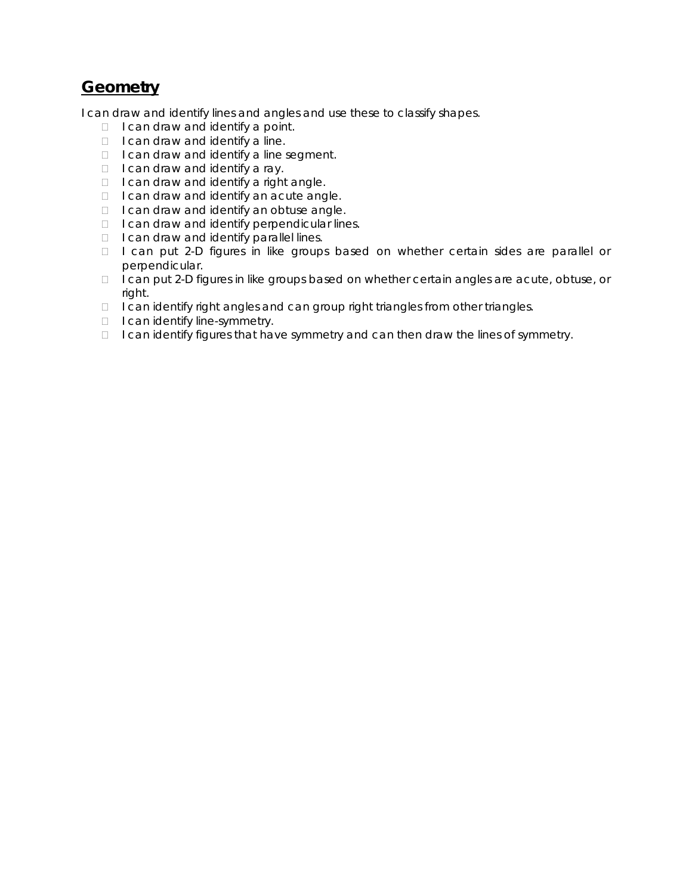## Geometry

I can draw and identify lines and angles and use these to classify shapes.

- I can draw and identify a point.
- I can draw and identify a line.
- I can draw and identify a line segment.
- I can draw and identify a ray.
- I can draw and identify a right angle.
- I can draw and identify an acute angle.
- I can draw and identify an obtuse angle.
- I can draw and identify perpendicular lines.
- I can draw and identify parallel lines.
- I can put 2-D figures in like groups based on whether certain sides are parallel or perpendicular.
- I can put 2-D figures in like groups based on whether certain angles are acute, obtuse, or right.
- I can identify right angles and can group right triangles from other triangles.
- I can identify line-symmetry.
- I can identify figures that have symmetry and can then draw the lines of symmetry.